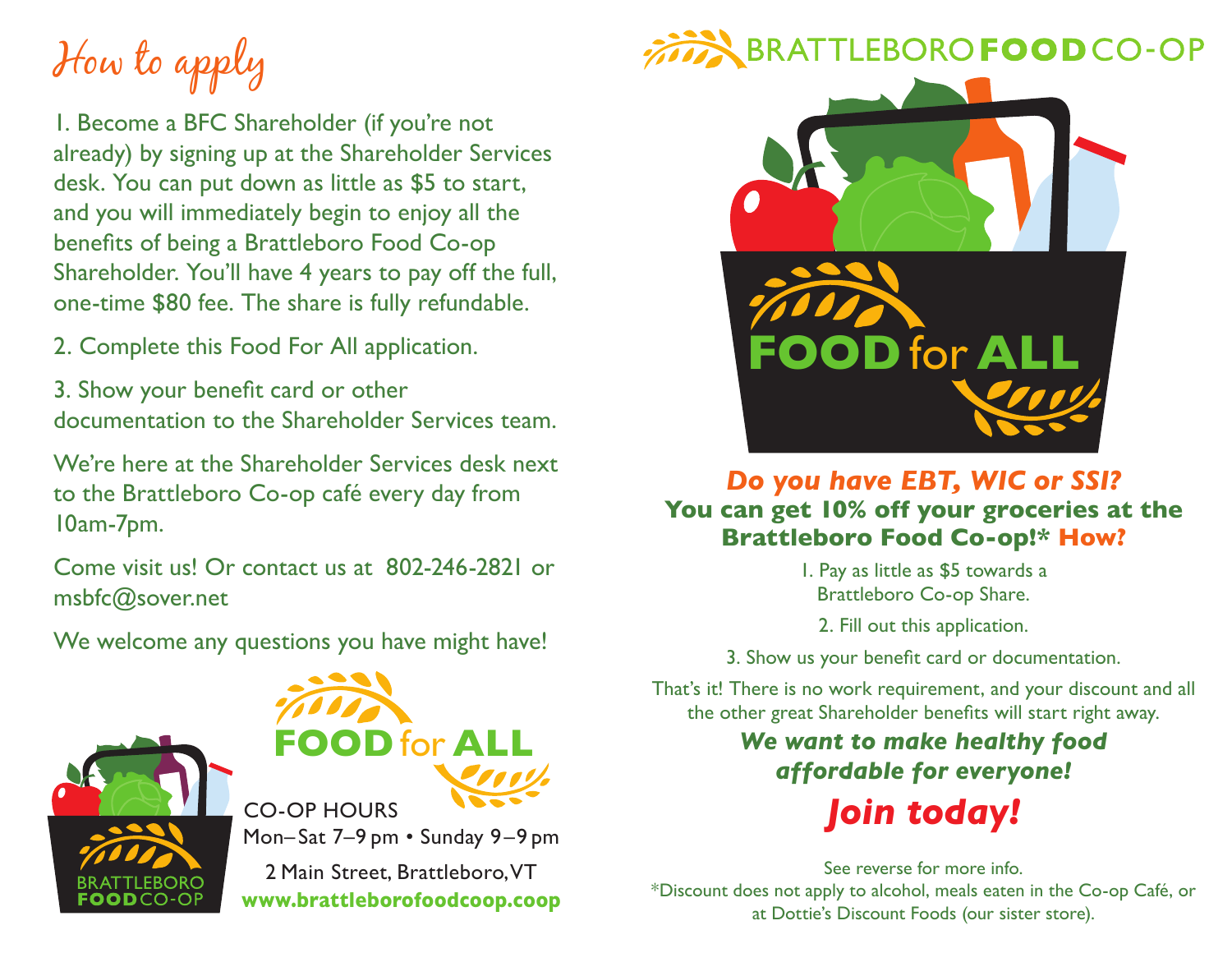# How to apply

1. Become a BFC Shareholder (if you're not already) by signing up at the Shareholder Services desk. You can put down as little as $5 to start, and you will immediately begin to enjoy all the benefits of being a Brattleboro Food Co-op Shareholder. You'll have 4 years to pay off the full, one-time $80 fee. The share is fully refundable.

2. Complete this Food For All application.

3. Show your benefit card or other documentation to the Shareholder Services team.

We're here at the Shareholder Services desk next to the Brattleboro Co-op café every day from 10am-7pm.

Come visit us! Or contact us at 802-246-2821 or msbfc@sover.net

We welcome any questions you have might have!

BRATTLEBORO **FOOD** CO-OP

**FOOD** for **ALL**

CO-OP HOURS
Mon–Sat 7–9 pm • Sunday 9–9 pm

2 Main Street, Brattleboro, VT
**www.brattleborofoodcoop.coop**

BRATTLEBORO **FOOD** CO-OP

**FOOD** for **ALL**

***Do you have EBT, WIC or SSI?***
**You can get 10% off your groceries at the Brattleboro Food Co-op!\* How?**

1. Pay as little as $5 towards a Brattleboro Co-op Share.

2. Fill out this application.

3. Show us your benefit card or documentation.

That's it! There is no work requirement, and your discount and all the other great Shareholder benefits will start right away.

***We want to make healthy food affordable for everyone!***

***Join today!***

See reverse for more info.
*Discount does not apply to alcohol, meals eaten in the Co-op Café, or at Dottie's Discount Foods (our sister store).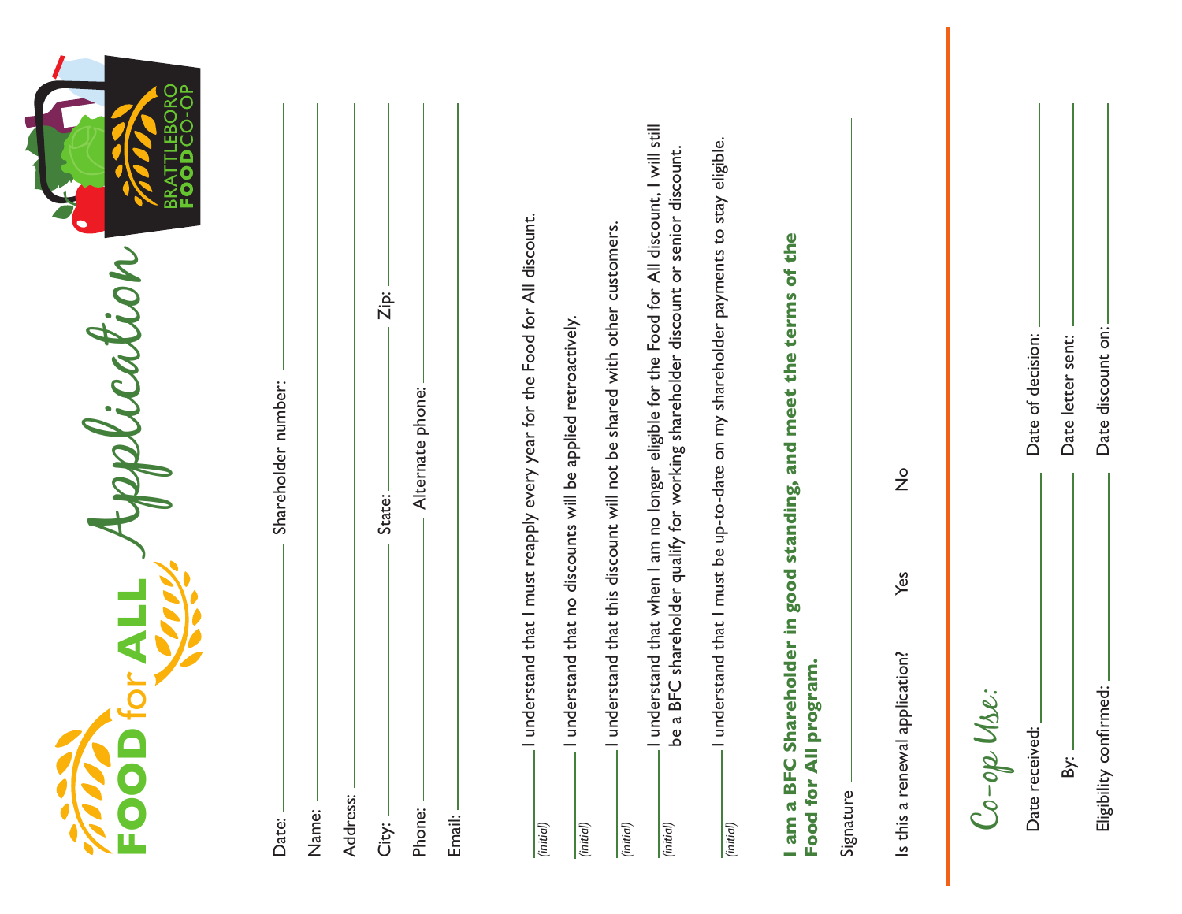# FOOD for ALL Application

BRATTLEBORO FOOD CO-OP

Date: \_\_\_\_\_\_\_\_\_\_ Shareholder number: \_\_\_\_\_\_\_\_\_\_

Name: \_\_\_\_\_\_\_\_\_\_

Address: \_\_\_\_\_\_\_\_\_\_

City: \_\_\_\_\_\_\_\_\_\_ State: \_\_\_\_\_\_\_\_\_\_ Zip: \_\_\_\_\_\_\_\_\_\_

Phone: \_\_\_\_\_\_\_\_\_\_ Alternate phone: \_\_\_\_\_\_\_\_\_\_

Email: \_\_\_\_\_\_\_\_\_\_

\_\_\_\_\_\_ *(initial)* I understand that I must reapply every year for the Food for All discount.

\_\_\_\_\_\_ *(initial)* I understand that no discounts will be applied retroactively.

\_\_\_\_\_\_ *(initial)* I understand that this discount will not be shared with other customers.

\_\_\_\_\_\_ *(initial)* I understand that when I am no longer eligible for the Food for All discount, I will still be a BFC shareholder qualify for working shareholder discount or senior discount.

\_\_\_\_\_\_ *(initial)* I understand that I must be up-to-date on my shareholder payments to stay eligible.

**I am a BFC Shareholder in good standing, and meet the terms of the Food for All program.**

Signature \_\_\_\_\_\_\_\_\_\_

Is this a renewal application? Yes No

## Co-op Use:

Date received: \_\_\_\_\_\_\_\_\_\_ Date of decision: \_\_\_\_\_\_\_\_\_\_

By: \_\_\_\_\_\_\_\_\_\_ Date letter sent: \_\_\_\_\_\_\_\_\_\_

Eligibility confirmed: \_\_\_\_\_\_\_\_\_\_ Date discount on: \_\_\_\_\_\_\_\_\_\_